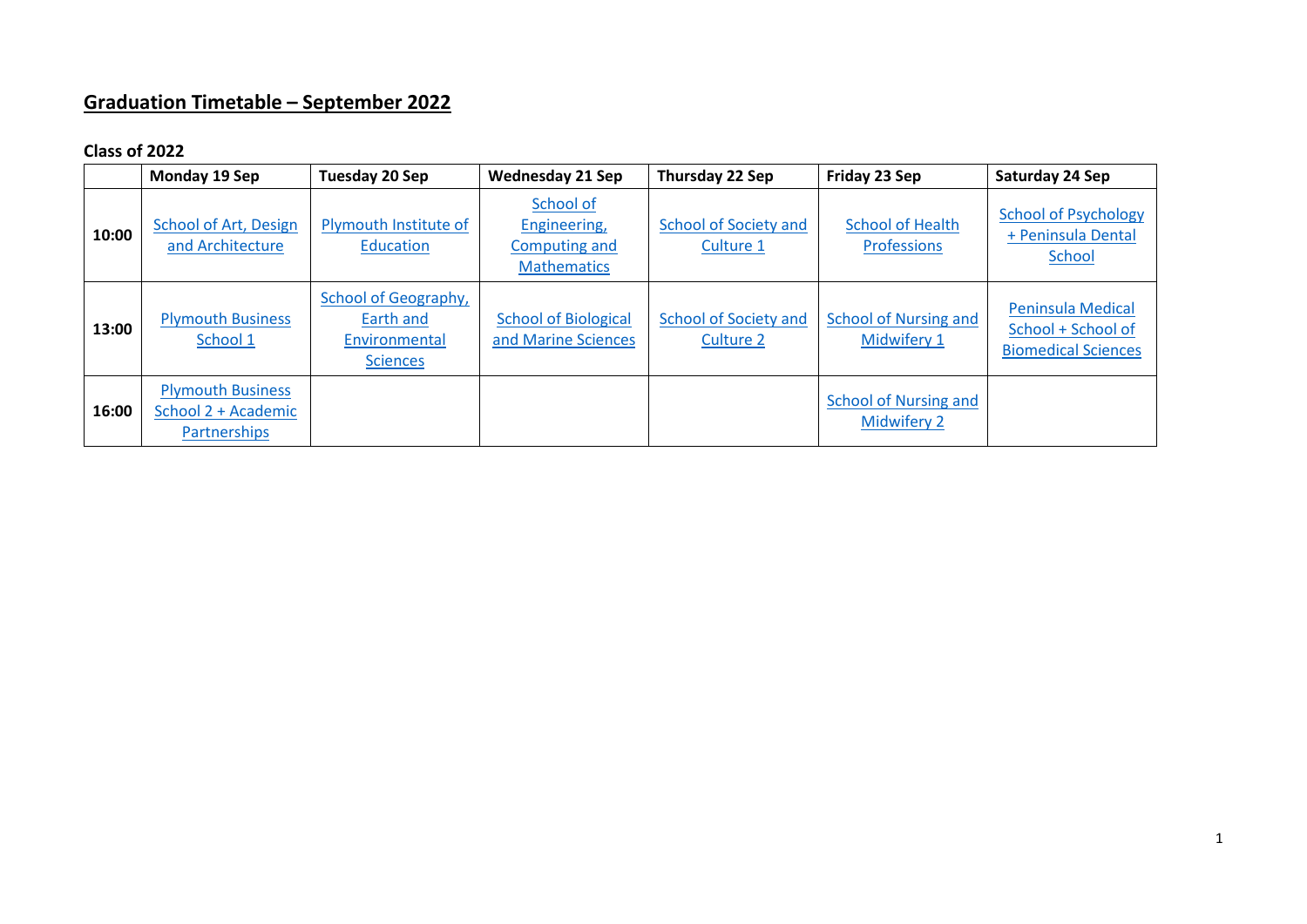# Graduation Timetable – September 2022

## Class of 2022

| | Monday 19 Sep | Tuesday 20 Sep | Wednesday 21 Sep | Thursday 22 Sep | Friday 23 Sep | Saturday 24 Sep |
|---|---|---|---|---|---|---|
| **10:00** | School of Art, Design and Architecture | Plymouth Institute of Education | School of Engineering, Computing and Mathematics | School of Society and Culture 1 | School of Health Professions | School of Psychology + Peninsula Dental School |
| **13:00** | Plymouth Business School 1 | School of Geography, Earth and Environmental Sciences | School of Biological and Marine Sciences | School of Society and Culture 2 | School of Nursing and Midwifery 1 | Peninsula Medical School + School of Biomedical Sciences |
| **16:00** | Plymouth Business School 2 + Academic Partnerships | | | | School of Nursing and Midwifery 2 | |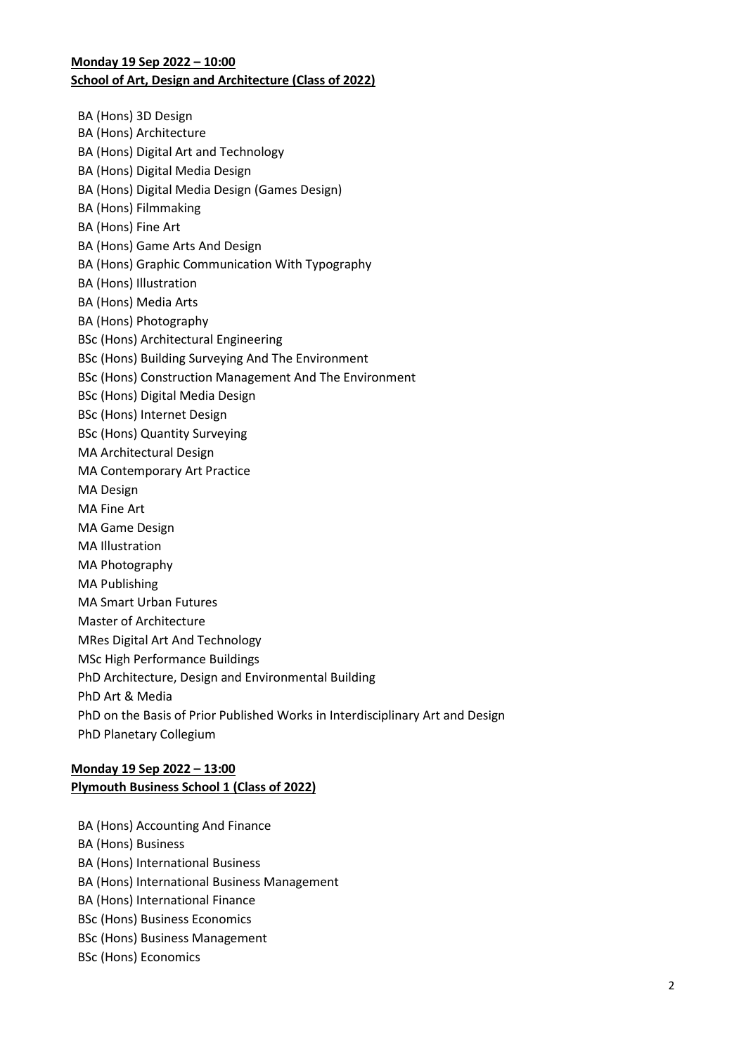**Monday 19 Sep 2022 – 10:00**
**School of Art, Design and Architecture (Class of 2022)**

BA (Hons) 3D Design
BA (Hons) Architecture
BA (Hons) Digital Art and Technology
BA (Hons) Digital Media Design
BA (Hons) Digital Media Design (Games Design)
BA (Hons) Filmmaking
BA (Hons) Fine Art
BA (Hons) Game Arts And Design
BA (Hons) Graphic Communication With Typography
BA (Hons) Illustration
BA (Hons) Media Arts
BA (Hons) Photography
BSc (Hons) Architectural Engineering
BSc (Hons) Building Surveying And The Environment
BSc (Hons) Construction Management And The Environment
BSc (Hons) Digital Media Design
BSc (Hons) Internet Design
BSc (Hons) Quantity Surveying
MA Architectural Design
MA Contemporary Art Practice
MA Design
MA Fine Art
MA Game Design
MA Illustration
MA Photography
MA Publishing
MA Smart Urban Futures
Master of Architecture
MRes Digital Art And Technology
MSc High Performance Buildings
PhD Architecture, Design and Environmental Building
PhD Art & Media
PhD on the Basis of Prior Published Works in Interdisciplinary Art and Design
PhD Planetary Collegium

**Monday 19 Sep 2022 – 13:00**
**Plymouth Business School 1 (Class of 2022)**

BA (Hons) Accounting And Finance
BA (Hons) Business
BA (Hons) International Business
BA (Hons) International Business Management
BA (Hons) International Finance
BSc (Hons) Business Economics
BSc (Hons) Business Management
BSc (Hons) Economics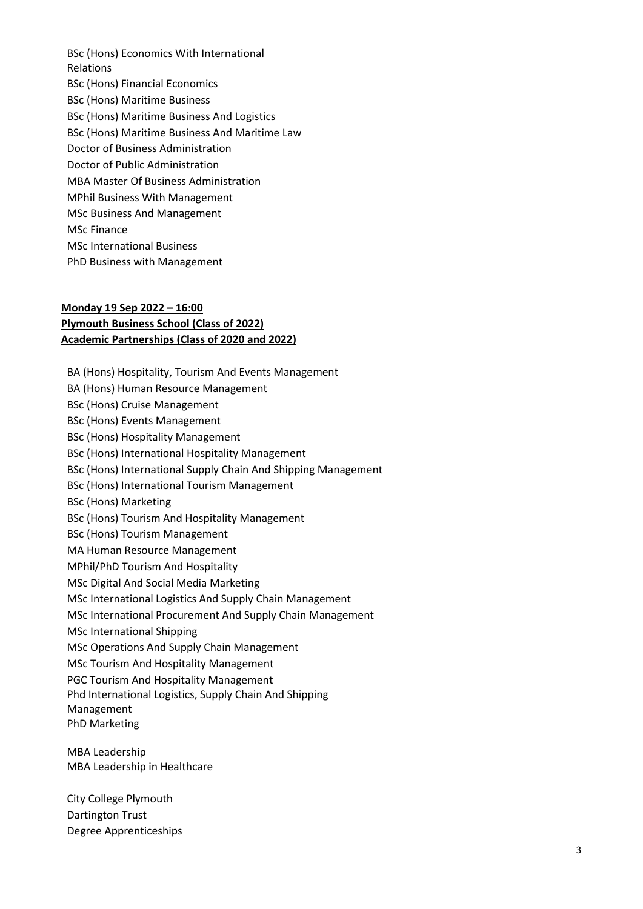BSc (Hons) Economics With International Relations
BSc (Hons) Financial Economics
BSc (Hons) Maritime Business
BSc (Hons) Maritime Business And Logistics
BSc (Hons) Maritime Business And Maritime Law
Doctor of Business Administration
Doctor of Public Administration
MBA Master Of Business Administration
MPhil Business With Management
MSc Business And Management
MSc Finance
MSc International Business
PhD Business with Management

**Monday 19 Sep 2022 – 16:00**
**Plymouth Business School (Class of 2022)**
**Academic Partnerships (Class of 2020 and 2022)**

BA (Hons) Hospitality, Tourism And Events Management
BA (Hons) Human Resource Management
BSc (Hons) Cruise Management
BSc (Hons) Events Management
BSc (Hons) Hospitality Management
BSc (Hons) International Hospitality Management
BSc (Hons) International Supply Chain And Shipping Management
BSc (Hons) International Tourism Management
BSc (Hons) Marketing
BSc (Hons) Tourism And Hospitality Management
BSc (Hons) Tourism Management
MA Human Resource Management
MPhil/PhD Tourism And Hospitality
MSc Digital And Social Media Marketing
MSc International Logistics And Supply Chain Management
MSc International Procurement And Supply Chain Management
MSc International Shipping
MSc Operations And Supply Chain Management
MSc Tourism And Hospitality Management
PGC Tourism And Hospitality Management
Phd International Logistics, Supply Chain And Shipping Management
PhD Marketing

MBA Leadership
MBA Leadership in Healthcare

City College Plymouth
Dartington Trust
Degree Apprenticeships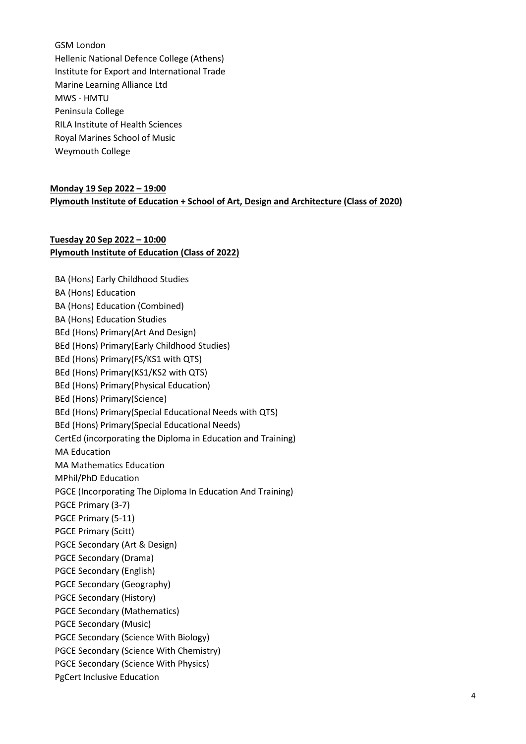GSM London
Hellenic National Defence College (Athens)
Institute for Export and International Trade
Marine Learning Alliance Ltd
MWS - HMTU
Peninsula College
RILA Institute of Health Sciences
Royal Marines School of Music
Weymouth College

**Monday 19 Sep 2022 – 19:00**
**Plymouth Institute of Education + School of Art, Design and Architecture (Class of 2020)**

**Tuesday 20 Sep 2022 – 10:00**
**Plymouth Institute of Education (Class of 2022)**

BA (Hons) Early Childhood Studies
BA (Hons) Education
BA (Hons) Education (Combined)
BA (Hons) Education Studies
BEd (Hons) Primary(Art And Design)
BEd (Hons) Primary(Early Childhood Studies)
BEd (Hons) Primary(FS/KS1 with QTS)
BEd (Hons) Primary(KS1/KS2 with QTS)
BEd (Hons) Primary(Physical Education)
BEd (Hons) Primary(Science)
BEd (Hons) Primary(Special Educational Needs with QTS)
BEd (Hons) Primary(Special Educational Needs)
CertEd (incorporating the Diploma in Education and Training)
MA Education
MA Mathematics Education
MPhil/PhD Education
PGCE (Incorporating The Diploma In Education And Training)
PGCE Primary (3-7)
PGCE Primary (5-11)
PGCE Primary (Scitt)
PGCE Secondary (Art & Design)
PGCE Secondary (Drama)
PGCE Secondary (English)
PGCE Secondary (Geography)
PGCE Secondary (History)
PGCE Secondary (Mathematics)
PGCE Secondary (Music)
PGCE Secondary (Science With Biology)
PGCE Secondary (Science With Chemistry)
PGCE Secondary (Science With Physics)
PgCert Inclusive Education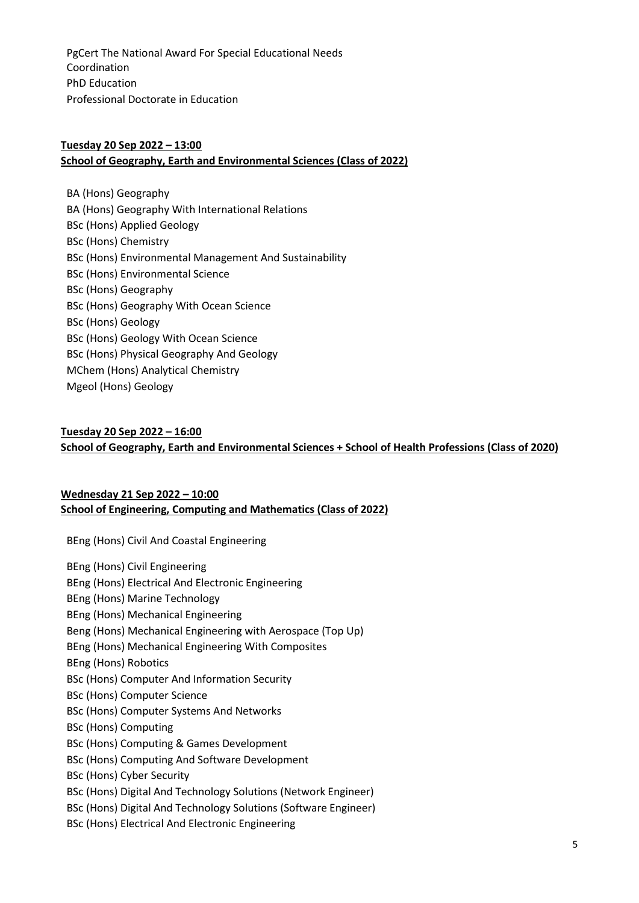PgCert The National Award For Special Educational Needs Coordination
PhD Education
Professional Doctorate in Education

**Tuesday 20 Sep 2022 – 13:00**
**School of Geography, Earth and Environmental Sciences (Class of 2022)**

BA (Hons) Geography
BA (Hons) Geography With International Relations
BSc (Hons) Applied Geology
BSc (Hons) Chemistry
BSc (Hons) Environmental Management And Sustainability
BSc (Hons) Environmental Science
BSc (Hons) Geography
BSc (Hons) Geography With Ocean Science
BSc (Hons) Geology
BSc (Hons) Geology With Ocean Science
BSc (Hons) Physical Geography And Geology
MChem (Hons) Analytical Chemistry
Mgeol (Hons) Geology

**Tuesday 20 Sep 2022 – 16:00**
**School of Geography, Earth and Environmental Sciences + School of Health Professions (Class of 2020)**

**Wednesday 21 Sep 2022 – 10:00**
**School of Engineering, Computing and Mathematics (Class of 2022)**

BEng (Hons) Civil And Coastal Engineering

BEng (Hons) Civil Engineering
BEng (Hons) Electrical And Electronic Engineering
BEng (Hons) Marine Technology
BEng (Hons) Mechanical Engineering
Beng (Hons) Mechanical Engineering with Aerospace (Top Up)
BEng (Hons) Mechanical Engineering With Composites
BEng (Hons) Robotics
BSc (Hons) Computer And Information Security
BSc (Hons) Computer Science
BSc (Hons) Computer Systems And Networks
BSc (Hons) Computing
BSc (Hons) Computing & Games Development
BSc (Hons) Computing And Software Development
BSc (Hons) Cyber Security
BSc (Hons) Digital And Technology Solutions (Network Engineer)
BSc (Hons) Digital And Technology Solutions (Software Engineer)
BSc (Hons) Electrical And Electronic Engineering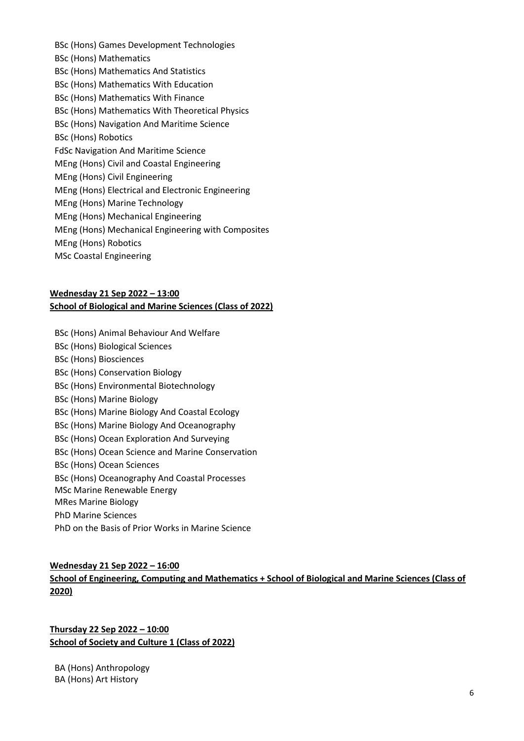BSc (Hons) Games Development Technologies
BSc (Hons) Mathematics
BSc (Hons) Mathematics And Statistics
BSc (Hons) Mathematics With Education
BSc (Hons) Mathematics With Finance
BSc (Hons) Mathematics With Theoretical Physics
BSc (Hons) Navigation And Maritime Science
BSc (Hons) Robotics
FdSc Navigation And Maritime Science
MEng (Hons) Civil and Coastal Engineering
MEng (Hons) Civil Engineering
MEng (Hons) Electrical and Electronic Engineering
MEng (Hons) Marine Technology
MEng (Hons) Mechanical Engineering
MEng (Hons) Mechanical Engineering with Composites
MEng (Hons) Robotics
MSc Coastal Engineering

**Wednesday 21 Sep 2022 – 13:00**
**School of Biological and Marine Sciences (Class of 2022)**

BSc (Hons) Animal Behaviour And Welfare
BSc (Hons) Biological Sciences
BSc (Hons) Biosciences
BSc (Hons) Conservation Biology
BSc (Hons) Environmental Biotechnology
BSc (Hons) Marine Biology
BSc (Hons) Marine Biology And Coastal Ecology
BSc (Hons) Marine Biology And Oceanography
BSc (Hons) Ocean Exploration And Surveying
BSc (Hons) Ocean Science and Marine Conservation
BSc (Hons) Ocean Sciences
BSc (Hons) Oceanography And Coastal Processes
MSc Marine Renewable Energy
MRes Marine Biology
PhD Marine Sciences
PhD on the Basis of Prior Works in Marine Science

**Wednesday 21 Sep 2022 – 16:00**
**School of Engineering, Computing and Mathematics + School of Biological and Marine Sciences (Class of 2020)**

**Thursday 22 Sep 2022 – 10:00**
**School of Society and Culture 1 (Class of 2022)**

BA (Hons) Anthropology
BA (Hons) Art History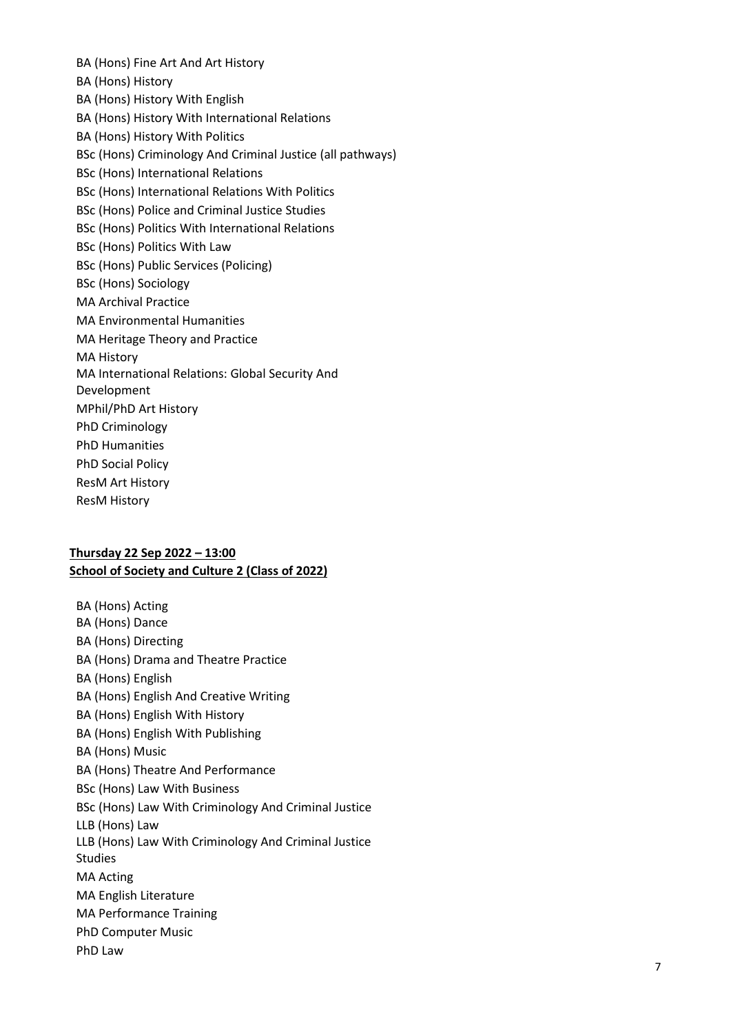BA (Hons) Fine Art And Art History
BA (Hons) History
BA (Hons) History With English
BA (Hons) History With International Relations
BA (Hons) History With Politics
BSc (Hons) Criminology And Criminal Justice (all pathways)
BSc (Hons) International Relations
BSc (Hons) International Relations With Politics
BSc (Hons) Police and Criminal Justice Studies
BSc (Hons) Politics With International Relations
BSc (Hons) Politics With Law
BSc (Hons) Public Services (Policing)
BSc (Hons) Sociology
MA Archival Practice
MA Environmental Humanities
MA Heritage Theory and Practice
MA History
MA International Relations: Global Security And Development
MPhil/PhD Art History
PhD Criminology
PhD Humanities
PhD Social Policy
ResM Art History
ResM History

**Thursday 22 Sep 2022 – 13:00**
**School of Society and Culture 2 (Class of 2022)**

BA (Hons) Acting
BA (Hons) Dance
BA (Hons) Directing
BA (Hons) Drama and Theatre Practice
BA (Hons) English
BA (Hons) English And Creative Writing
BA (Hons) English With History
BA (Hons) English With Publishing
BA (Hons) Music
BA (Hons) Theatre And Performance
BSc (Hons) Law With Business
BSc (Hons) Law With Criminology And Criminal Justice
LLB (Hons) Law
LLB (Hons) Law With Criminology And Criminal Justice Studies
MA Acting
MA English Literature
MA Performance Training
PhD Computer Music
PhD Law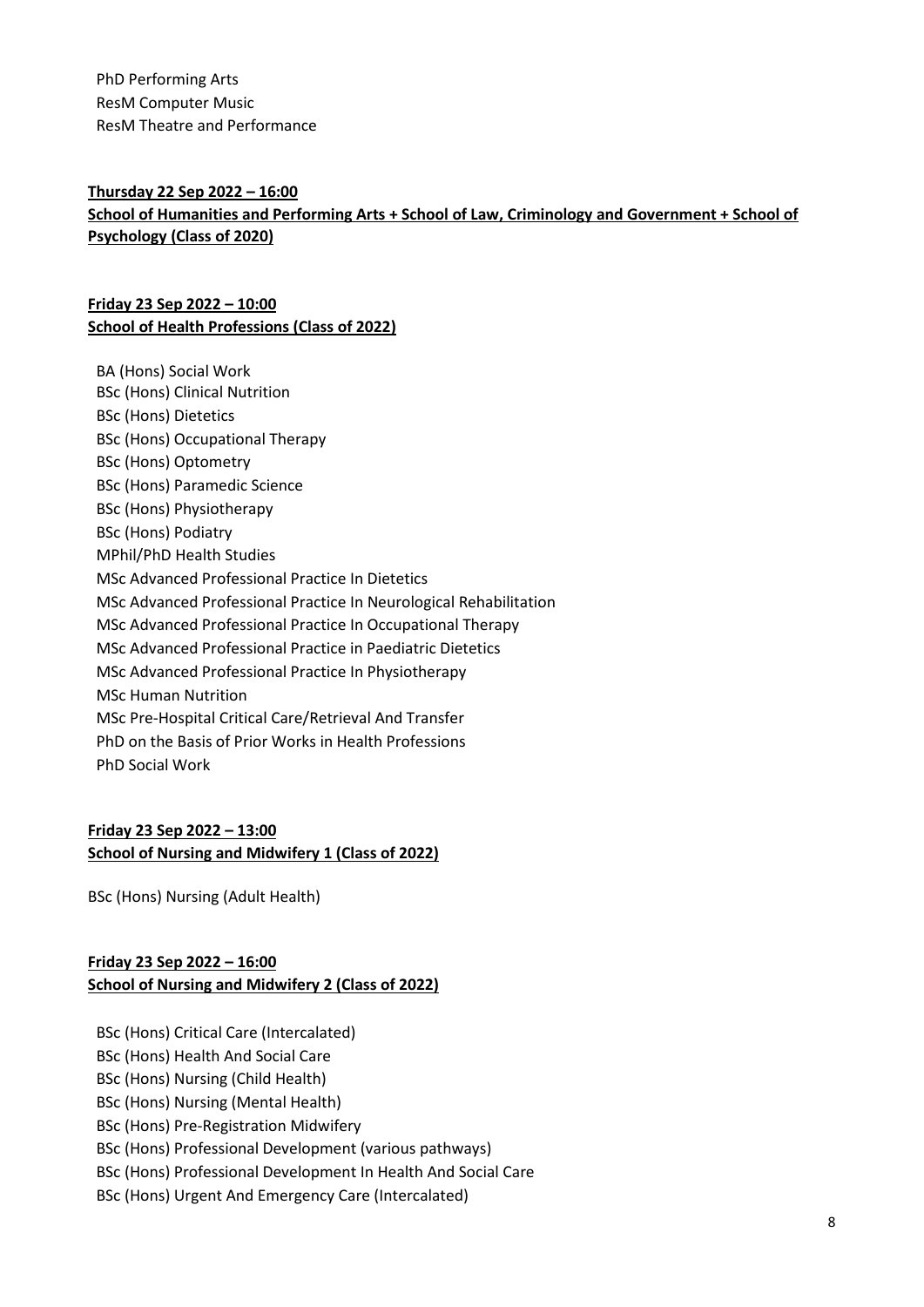PhD Performing Arts
ResM Computer Music
ResM Theatre and Performance

**Thursday 22 Sep 2022 – 16:00**
**School of Humanities and Performing Arts + School of Law, Criminology and Government + School of Psychology (Class of 2020)**

**Friday 23 Sep 2022 – 10:00**
**School of Health Professions (Class of 2022)**

BA (Hons) Social Work
BSc (Hons) Clinical Nutrition
BSc (Hons) Dietetics
BSc (Hons) Occupational Therapy
BSc (Hons) Optometry
BSc (Hons) Paramedic Science
BSc (Hons) Physiotherapy
BSc (Hons) Podiatry
MPhil/PhD Health Studies
MSc Advanced Professional Practice In Dietetics
MSc Advanced Professional Practice In Neurological Rehabilitation
MSc Advanced Professional Practice In Occupational Therapy
MSc Advanced Professional Practice in Paediatric Dietetics
MSc Advanced Professional Practice In Physiotherapy
MSc Human Nutrition
MSc Pre-Hospital Critical Care/Retrieval And Transfer
PhD on the Basis of Prior Works in Health Professions
PhD Social Work

**Friday 23 Sep 2022 – 13:00**
**School of Nursing and Midwifery 1 (Class of 2022)**

BSc (Hons) Nursing (Adult Health)

**Friday 23 Sep 2022 – 16:00**
**School of Nursing and Midwifery 2 (Class of 2022)**

BSc (Hons) Critical Care (Intercalated)
BSc (Hons) Health And Social Care
BSc (Hons) Nursing (Child Health)
BSc (Hons) Nursing (Mental Health)
BSc (Hons) Pre-Registration Midwifery
BSc (Hons) Professional Development (various pathways)
BSc (Hons) Professional Development In Health And Social Care
BSc (Hons) Urgent And Emergency Care (Intercalated)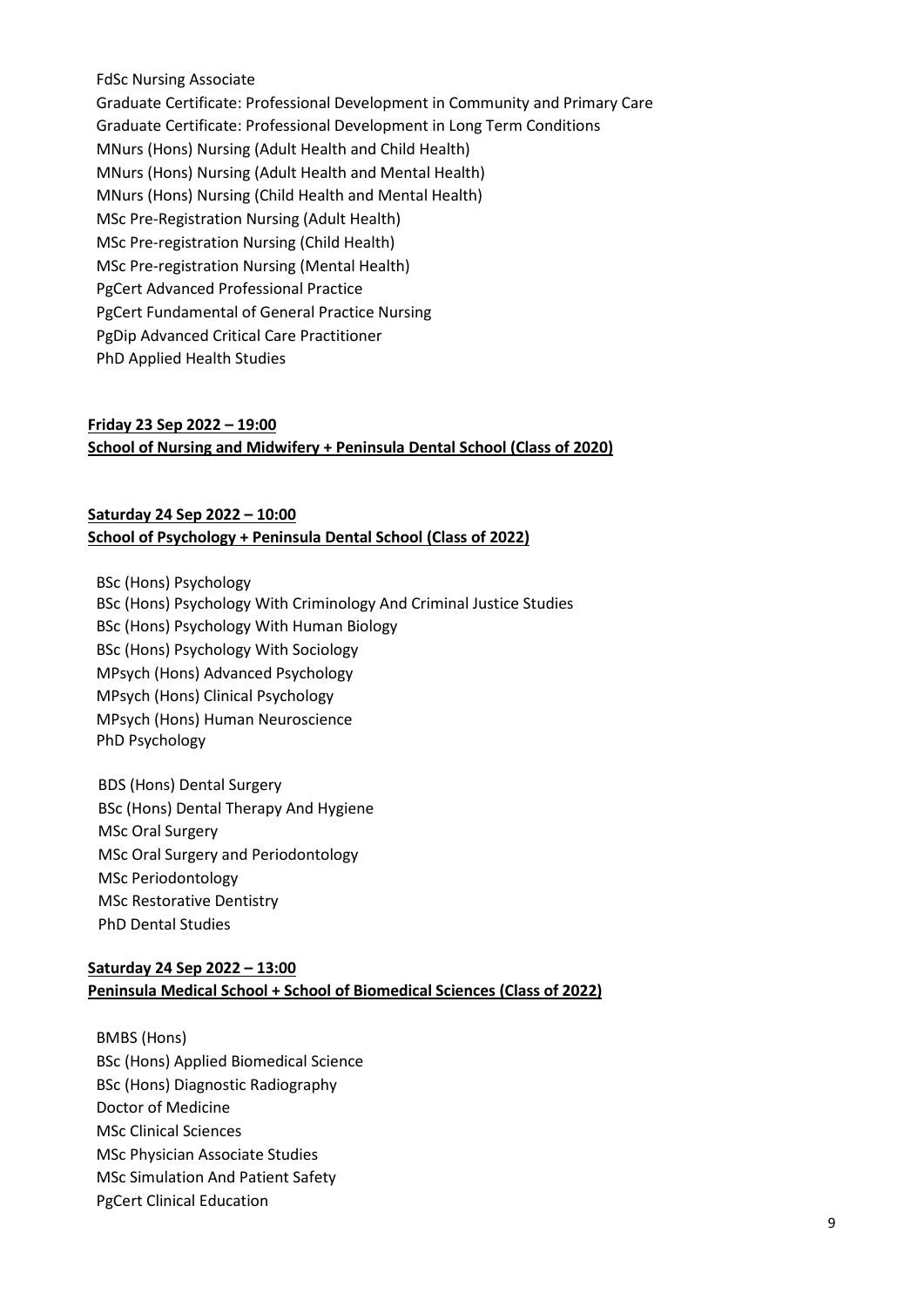FdSc Nursing Associate
Graduate Certificate: Professional Development in Community and Primary Care
Graduate Certificate: Professional Development in Long Term Conditions
MNurs (Hons) Nursing (Adult Health and Child Health)
MNurs (Hons) Nursing (Adult Health and Mental Health)
MNurs (Hons) Nursing (Child Health and Mental Health)
MSc Pre-Registration Nursing (Adult Health)
MSc Pre-registration Nursing (Child Health)
MSc Pre-registration Nursing (Mental Health)
PgCert Advanced Professional Practice
PgCert Fundamental of General Practice Nursing
PgDip Advanced Critical Care Practitioner
PhD Applied Health Studies

**Friday 23 Sep 2022 – 19:00**
**School of Nursing and Midwifery + Peninsula Dental School (Class of 2020)**

**Saturday 24 Sep 2022 – 10:00**
**School of Psychology + Peninsula Dental School (Class of 2022)**

BSc (Hons) Psychology
BSc (Hons) Psychology With Criminology And Criminal Justice Studies
BSc (Hons) Psychology With Human Biology
BSc (Hons) Psychology With Sociology
MPsych (Hons) Advanced Psychology
MPsych (Hons) Clinical Psychology
MPsych (Hons) Human Neuroscience
PhD Psychology

BDS (Hons) Dental Surgery
BSc (Hons) Dental Therapy And Hygiene
MSc Oral Surgery
MSc Oral Surgery and Periodontology
MSc Periodontology
MSc Restorative Dentistry
PhD Dental Studies

**Saturday 24 Sep 2022 – 13:00**
**Peninsula Medical School + School of Biomedical Sciences (Class of 2022)**

BMBS (Hons)
BSc (Hons) Applied Biomedical Science
BSc (Hons) Diagnostic Radiography
Doctor of Medicine
MSc Clinical Sciences
MSc Physician Associate Studies
MSc Simulation And Patient Safety
PgCert Clinical Education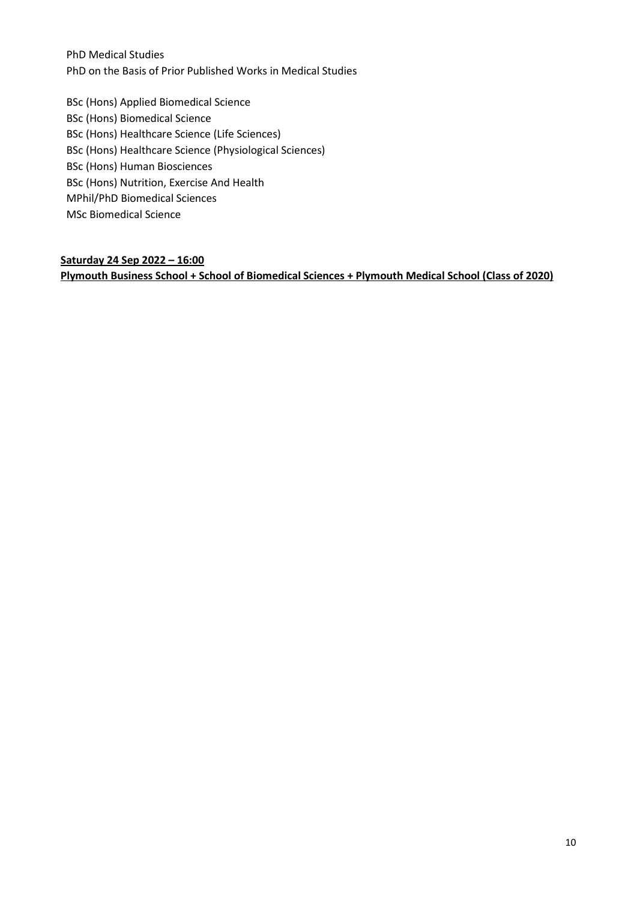PhD Medical Studies
PhD on the Basis of Prior Published Works in Medical Studies

BSc (Hons) Applied Biomedical Science
BSc (Hons) Biomedical Science
BSc (Hons) Healthcare Science (Life Sciences)
BSc (Hons) Healthcare Science (Physiological Sciences)
BSc (Hons) Human Biosciences
BSc (Hons) Nutrition, Exercise And Health
MPhil/PhD Biomedical Sciences
MSc Biomedical Science

**Saturday 24 Sep 2022 – 16:00**
**Plymouth Business School + School of Biomedical Sciences + Plymouth Medical School (Class of 2020)**